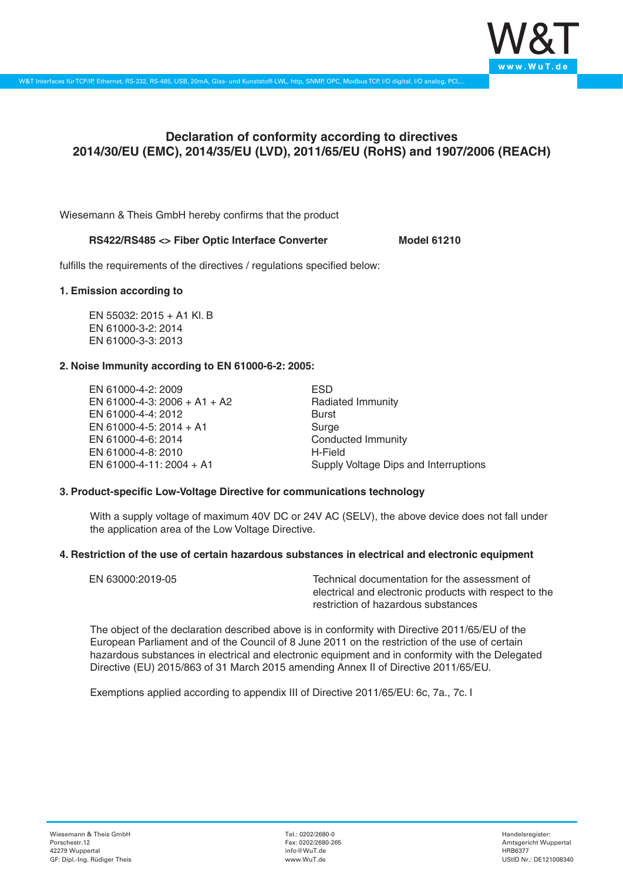# Declaration of conformity according to directives 2014/30/EU (EMC), 2014/35/EU (LVD), 2011/65/EU (RoHS) and 1907/2006 (REACH)

Wiesemann & Theis GmbH hereby confirms that the product

**RS422/RS485 <> Fiber Optic Interface Converter** **Model 61210**

fulfills the requirements of the directives / regulations specified below:

### 1. Emission according to

EN 55032: 2015 + A1 Kl. B
EN 61000-3-2: 2014
EN 61000-3-3: 2013

### 2. Noise Immunity according to EN 61000-6-2: 2005:

| | |
|---|---|
| EN 61000-4-2: 2009 | ESD |
| EN 61000-4-3: 2006 + A1 + A2 | Radiated Immunity |
| EN 61000-4-4: 2012 | Burst |
| EN 61000-4-5: 2014 + A1 | Surge |
| EN 61000-4-6: 2014 | Conducted Immunity |
| EN 61000-4-8: 2010 | H-Field |
| EN 61000-4-11: 2004 + A1 | Supply Voltage Dips and Interruptions |

### 3. Product-specific Low-Voltage Directive for communications technology

With a supply voltage of maximum 40V DC or 24V AC (SELV), the above device does not fall under the application area of the Low Voltage Directive.

### 4. Restriction of the use of certain hazardous substances in electrical and electronic equipment

| | |
|---|---|
| EN 63000:2019-05 | Technical documentation for the assessment of electrical and electronic products with respect to the restriction of hazardous substances |

The object of the declaration described above is in conformity with Directive 2011/65/EU of the European Parliament and of the Council of 8 June 2011 on the restriction of the use of certain hazardous substances in electrical and electronic equipment and in conformity with the Delegated Directive (EU) 2015/863 of 31 March 2015 amending Annex II of Directive 2011/65/EU.

Exemptions applied according to appendix III of Directive 2011/65/EU: 6c, 7a., 7c. I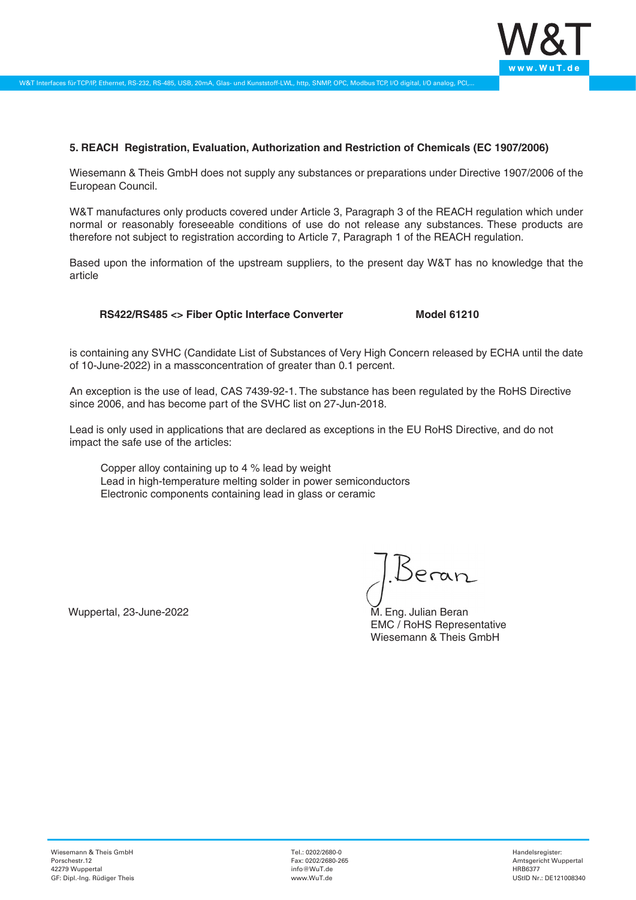### 5. REACH Registration, Evaluation, Authorization and Restriction of Chemicals (EC 1907/2006)

Wiesemann & Theis GmbH does not supply any substances or preparations under Directive 1907/2006 of the European Council.

W&T manufactures only products covered under Article 3, Paragraph 3 of the REACH regulation which under normal or reasonably foreseeable conditions of use do not release any substances. These products are therefore not subject to registration according to Article 7, Paragraph 1 of the REACH regulation.

Based upon the information of the upstream suppliers, to the present day W&T has no knowledge that the article

**RS422/RS485 <> Fiber Optic Interface Converter** **Model 61210**

is containing any SVHC (Candidate List of Substances of Very High Concern released by ECHA until the date of 10-June-2022) in a massconcentration of greater than 0.1 percent.

An exception is the use of lead, CAS 7439-92-1. The substance has been regulated by the RoHS Directive since 2006, and has become part of the SVHC list on 27-Jun-2018.

Lead is only used in applications that are declared as exceptions in the EU RoHS Directive, and do not impact the safe use of the articles:

Copper alloy containing up to 4 % lead by weight
Lead in high-temperature melting solder in power semiconductors
Electronic components containing lead in glass or ceramic

Wuppertal, 23-June-2022

M. Eng. Julian Beran
EMC / RoHS Representative
Wiesemann & Theis GmbH

Wiesemann & Theis GmbH
Porschestr.12
42279 Wuppertal
GF: Dipl.-Ing. Rüdiger Theis

Tel.: 0202/2680-0
Fax: 0202/2680-265
info@WuT.de
www.WuT.de

Handelsregister:
Amtsgericht Wuppertal
HRB6377
UStID Nr.: DE121008340